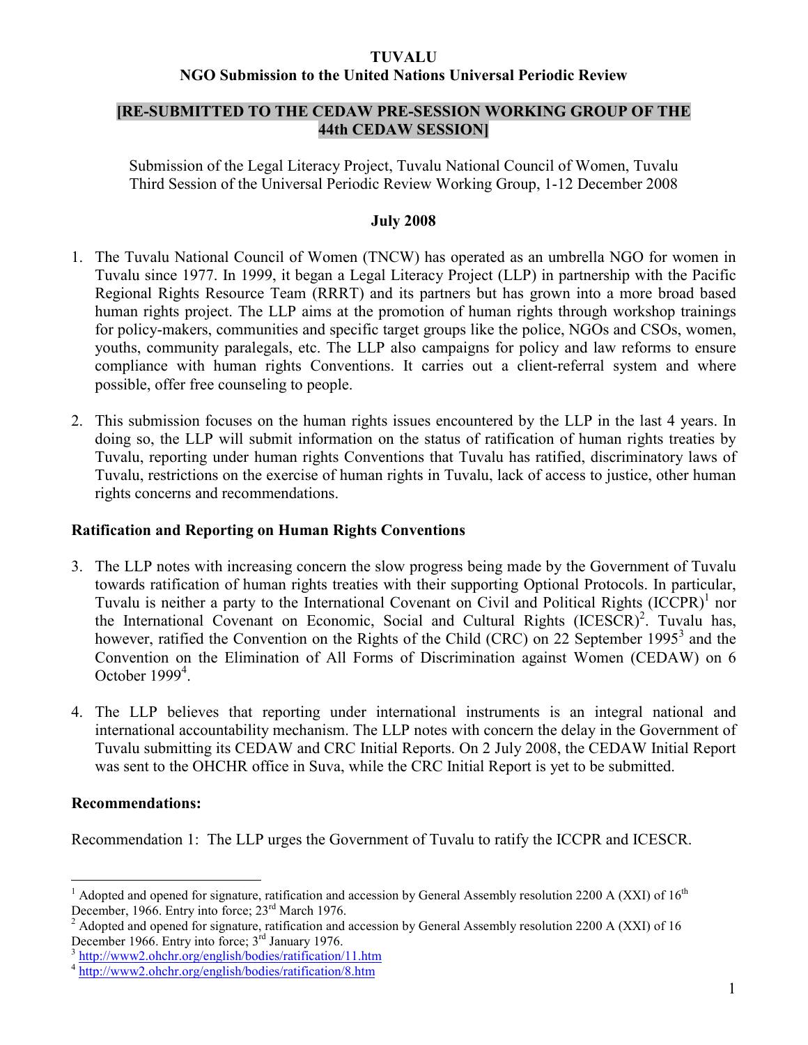**TUVALU**
**NGO Submission to the United Nations Universal Periodic Review**

**[RE-SUBMITTED TO THE CEDAW PRE-SESSION WORKING GROUP OF THE 44th CEDAW SESSION]**

Submission of the Legal Literacy Project, Tuvalu National Council of Women, Tuvalu
Third Session of the Universal Periodic Review Working Group, 1-12 December 2008

**July 2008**

1. The Tuvalu National Council of Women (TNCW) has operated as an umbrella NGO for women in Tuvalu since 1977. In 1999, it began a Legal Literacy Project (LLP) in partnership with the Pacific Regional Rights Resource Team (RRRT) and its partners but has grown into a more broad based human rights project. The LLP aims at the promotion of human rights through workshop trainings for policy-makers, communities and specific target groups like the police, NGOs and CSOs, women, youths, community paralegals, etc. The LLP also campaigns for policy and law reforms to ensure compliance with human rights Conventions. It carries out a client-referral system and where possible, offer free counseling to people.

2. This submission focuses on the human rights issues encountered by the LLP in the last 4 years. In doing so, the LLP will submit information on the status of ratification of human rights treaties by Tuvalu, reporting under human rights Conventions that Tuvalu has ratified, discriminatory laws of Tuvalu, restrictions on the exercise of human rights in Tuvalu, lack of access to justice, other human rights concerns and recommendations.

**Ratification and Reporting on Human Rights Conventions**

3. The LLP notes with increasing concern the slow progress being made by the Government of Tuvalu towards ratification of human rights treaties with their supporting Optional Protocols. In particular, Tuvalu is neither a party to the International Covenant on Civil and Political Rights (ICCPR)[1] nor the International Covenant on Economic, Social and Cultural Rights (ICESCR)[2]. Tuvalu has, however, ratified the Convention on the Rights of the Child (CRC) on 22 September 1995[3] and the Convention on the Elimination of All Forms of Discrimination against Women (CEDAW) on 6 October 1999[4].

4. The LLP believes that reporting under international instruments is an integral national and international accountability mechanism. The LLP notes with concern the delay in the Government of Tuvalu submitting its CEDAW and CRC Initial Reports. On 2 July 2008, the CEDAW Initial Report was sent to the OHCHR office in Suva, while the CRC Initial Report is yet to be submitted.

**Recommendations:**

Recommendation 1: The LLP urges the Government of Tuvalu to ratify the ICCPR and ICESCR.

---

[1] Adopted and opened for signature, ratification and accession by General Assembly resolution 2200 A (XXI) of 16th December, 1966. Entry into force; 23rd March 1976.
[2] Adopted and opened for signature, ratification and accession by General Assembly resolution 2200 A (XXI) of 16 December 1966. Entry into force; 3rd January 1976.
[3] http://www2.ohchr.org/english/bodies/ratification/11.htm
[4] http://www2.ohchr.org/english/bodies/ratification/8.htm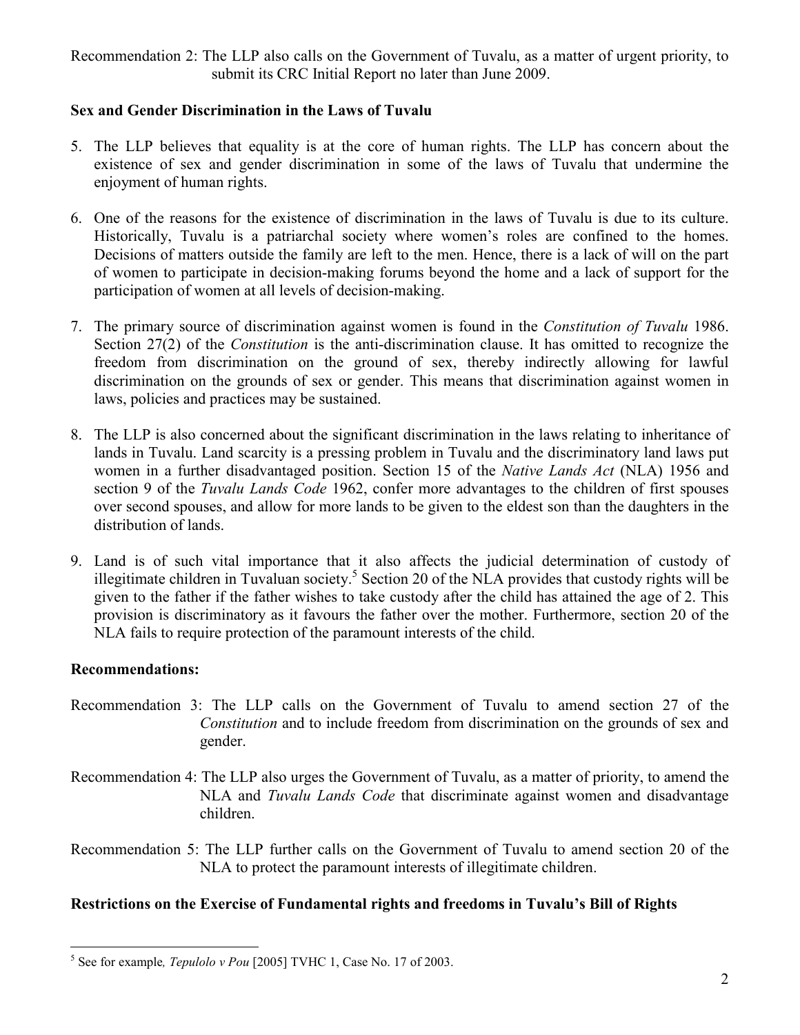Recommendation 2: The LLP also calls on the Government of Tuvalu, as a matter of urgent priority, to submit its CRC Initial Report no later than June 2009.

**Sex and Gender Discrimination in the Laws of Tuvalu**

5. The LLP believes that equality is at the core of human rights. The LLP has concern about the existence of sex and gender discrimination in some of the laws of Tuvalu that undermine the enjoyment of human rights.

6. One of the reasons for the existence of discrimination in the laws of Tuvalu is due to its culture. Historically, Tuvalu is a patriarchal society where women's roles are confined to the homes. Decisions of matters outside the family are left to the men. Hence, there is a lack of will on the part of women to participate in decision-making forums beyond the home and a lack of support for the participation of women at all levels of decision-making.

7. The primary source of discrimination against women is found in the *Constitution of Tuvalu* 1986. Section 27(2) of the *Constitution* is the anti-discrimination clause. It has omitted to recognize the freedom from discrimination on the ground of sex, thereby indirectly allowing for lawful discrimination on the grounds of sex or gender. This means that discrimination against women in laws, policies and practices may be sustained.

8. The LLP is also concerned about the significant discrimination in the laws relating to inheritance of lands in Tuvalu. Land scarcity is a pressing problem in Tuvalu and the discriminatory land laws put women in a further disadvantaged position. Section 15 of the *Native Lands Act* (NLA) 1956 and section 9 of the *Tuvalu Lands Code* 1962, confer more advantages to the children of first spouses over second spouses, and allow for more lands to be given to the eldest son than the daughters in the distribution of lands.

9. Land is of such vital importance that it also affects the judicial determination of custody of illegitimate children in Tuvaluan society.[5] Section 20 of the NLA provides that custody rights will be given to the father if the father wishes to take custody after the child has attained the age of 2. This provision is discriminatory as it favours the father over the mother. Furthermore, section 20 of the NLA fails to require protection of the paramount interests of the child.

**Recommendations:**

Recommendation 3: The LLP calls on the Government of Tuvalu to amend section 27 of the *Constitution* and to include freedom from discrimination on the grounds of sex and gender.

Recommendation 4: The LLP also urges the Government of Tuvalu, as a matter of priority, to amend the NLA and *Tuvalu Lands Code* that discriminate against women and disadvantage children.

Recommendation 5: The LLP further calls on the Government of Tuvalu to amend section 20 of the NLA to protect the paramount interests of illegitimate children.

**Restrictions on the Exercise of Fundamental rights and freedoms in Tuvalu's Bill of Rights**

---

[5] See for example*, Tepulolo v Pou* [2005] TVHC 1, Case No. 17 of 2003.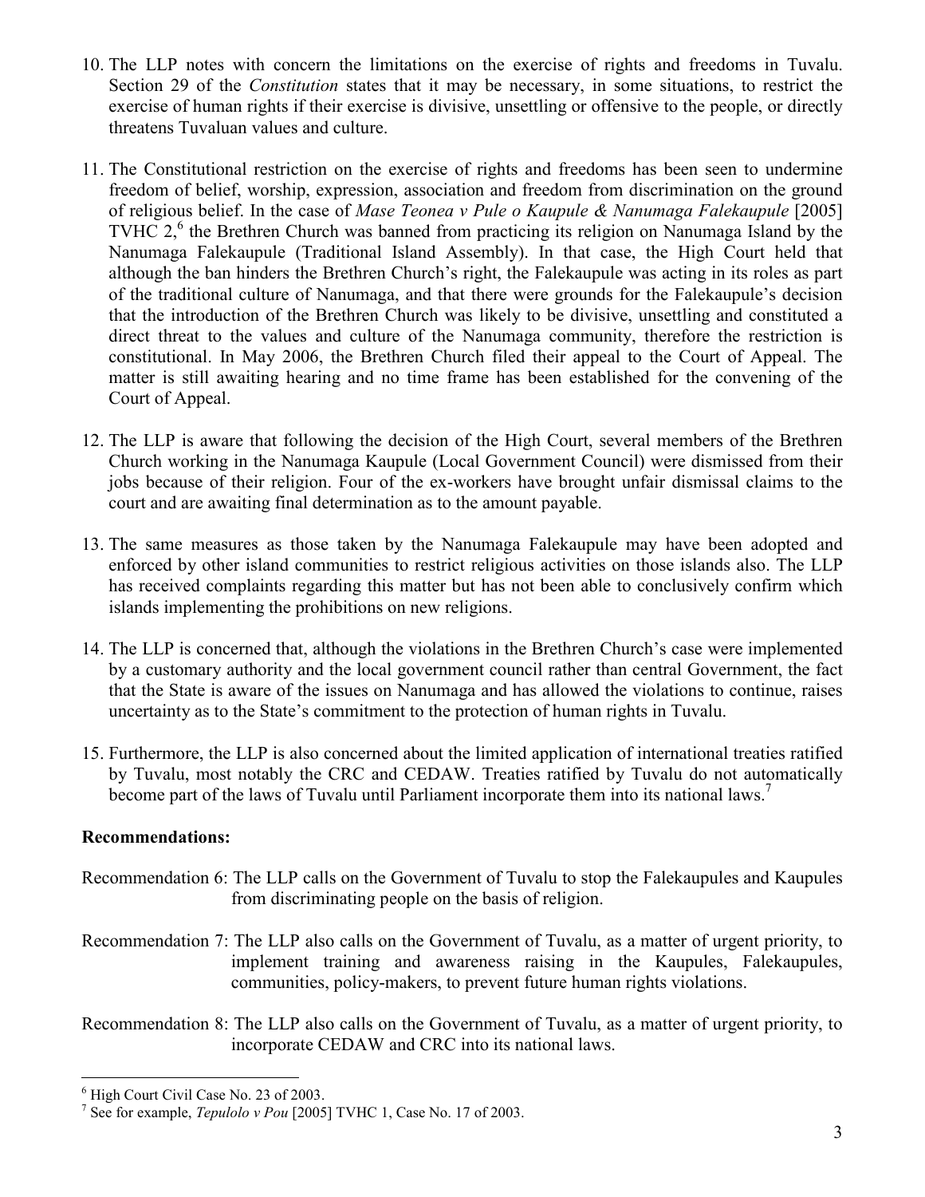10. The LLP notes with concern the limitations on the exercise of rights and freedoms in Tuvalu. Section 29 of the *Constitution* states that it may be necessary, in some situations, to restrict the exercise of human rights if their exercise is divisive, unsettling or offensive to the people, or directly threatens Tuvaluan values and culture.

11. The Constitutional restriction on the exercise of rights and freedoms has been seen to undermine freedom of belief, worship, expression, association and freedom from discrimination on the ground of religious belief. In the case of *Mase Teonea v Pule o Kaupule & Nanumaga Falekaupule* [2005] TVHC 2,[6] the Brethren Church was banned from practicing its religion on Nanumaga Island by the Nanumaga Falekaupule (Traditional Island Assembly). In that case, the High Court held that although the ban hinders the Brethren Church's right, the Falekaupule was acting in its roles as part of the traditional culture of Nanumaga, and that there were grounds for the Falekaupule's decision that the introduction of the Brethren Church was likely to be divisive, unsettling and constituted a direct threat to the values and culture of the Nanumaga community, therefore the restriction is constitutional. In May 2006, the Brethren Church filed their appeal to the Court of Appeal. The matter is still awaiting hearing and no time frame has been established for the convening of the Court of Appeal.

12. The LLP is aware that following the decision of the High Court, several members of the Brethren Church working in the Nanumaga Kaupule (Local Government Council) were dismissed from their jobs because of their religion. Four of the ex-workers have brought unfair dismissal claims to the court and are awaiting final determination as to the amount payable.

13. The same measures as those taken by the Nanumaga Falekaupule may have been adopted and enforced by other island communities to restrict religious activities on those islands also. The LLP has received complaints regarding this matter but has not been able to conclusively confirm which islands implementing the prohibitions on new religions.

14. The LLP is concerned that, although the violations in the Brethren Church's case were implemented by a customary authority and the local government council rather than central Government, the fact that the State is aware of the issues on Nanumaga and has allowed the violations to continue, raises uncertainty as to the State's commitment to the protection of human rights in Tuvalu.

15. Furthermore, the LLP is also concerned about the limited application of international treaties ratified by Tuvalu, most notably the CRC and CEDAW. Treaties ratified by Tuvalu do not automatically become part of the laws of Tuvalu until Parliament incorporate them into its national laws.[7]

**Recommendations:**

Recommendation 6: The LLP calls on the Government of Tuvalu to stop the Falekaupules and Kaupules from discriminating people on the basis of religion.

Recommendation 7: The LLP also calls on the Government of Tuvalu, as a matter of urgent priority, to implement training and awareness raising in the Kaupules, Falekaupules, communities, policy-makers, to prevent future human rights violations.

Recommendation 8: The LLP also calls on the Government of Tuvalu, as a matter of urgent priority, to incorporate CEDAW and CRC into its national laws.

---

[6] High Court Civil Case No. 23 of 2003.

[7] See for example, *Tepulolo v Pou* [2005] TVHC 1, Case No. 17 of 2003.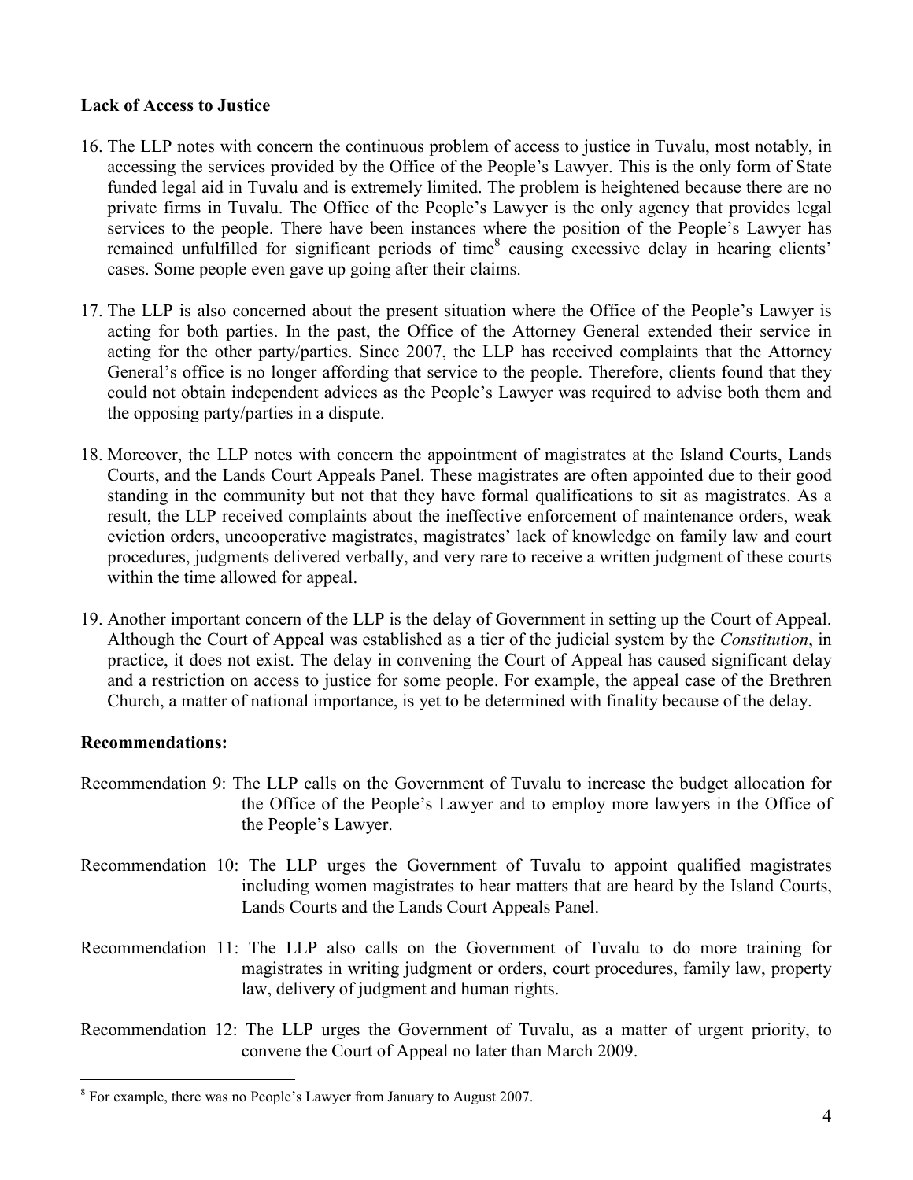**Lack of Access to Justice**

16. The LLP notes with concern the continuous problem of access to justice in Tuvalu, most notably, in accessing the services provided by the Office of the People's Lawyer. This is the only form of State funded legal aid in Tuvalu and is extremely limited. The problem is heightened because there are no private firms in Tuvalu. The Office of the People's Lawyer is the only agency that provides legal services to the people. There have been instances where the position of the People's Lawyer has remained unfulfilled for significant periods of time[8] causing excessive delay in hearing clients' cases. Some people even gave up going after their claims.

17. The LLP is also concerned about the present situation where the Office of the People's Lawyer is acting for both parties. In the past, the Office of the Attorney General extended their service in acting for the other party/parties. Since 2007, the LLP has received complaints that the Attorney General's office is no longer affording that service to the people. Therefore, clients found that they could not obtain independent advices as the People's Lawyer was required to advise both them and the opposing party/parties in a dispute.

18. Moreover, the LLP notes with concern the appointment of magistrates at the Island Courts, Lands Courts, and the Lands Court Appeals Panel. These magistrates are often appointed due to their good standing in the community but not that they have formal qualifications to sit as magistrates. As a result, the LLP received complaints about the ineffective enforcement of maintenance orders, weak eviction orders, uncooperative magistrates, magistrates' lack of knowledge on family law and court procedures, judgments delivered verbally, and very rare to receive a written judgment of these courts within the time allowed for appeal.

19. Another important concern of the LLP is the delay of Government in setting up the Court of Appeal. Although the Court of Appeal was established as a tier of the judicial system by the *Constitution*, in practice, it does not exist. The delay in convening the Court of Appeal has caused significant delay and a restriction on access to justice for some people. For example, the appeal case of the Brethren Church, a matter of national importance, is yet to be determined with finality because of the delay.

**Recommendations:**

Recommendation 9: The LLP calls on the Government of Tuvalu to increase the budget allocation for the Office of the People's Lawyer and to employ more lawyers in the Office of the People's Lawyer.

Recommendation 10: The LLP urges the Government of Tuvalu to appoint qualified magistrates including women magistrates to hear matters that are heard by the Island Courts, Lands Courts and the Lands Court Appeals Panel.

Recommendation 11: The LLP also calls on the Government of Tuvalu to do more training for magistrates in writing judgment or orders, court procedures, family law, property law, delivery of judgment and human rights.

Recommendation 12: The LLP urges the Government of Tuvalu, as a matter of urgent priority, to convene the Court of Appeal no later than March 2009.

---

[8] For example, there was no People's Lawyer from January to August 2007.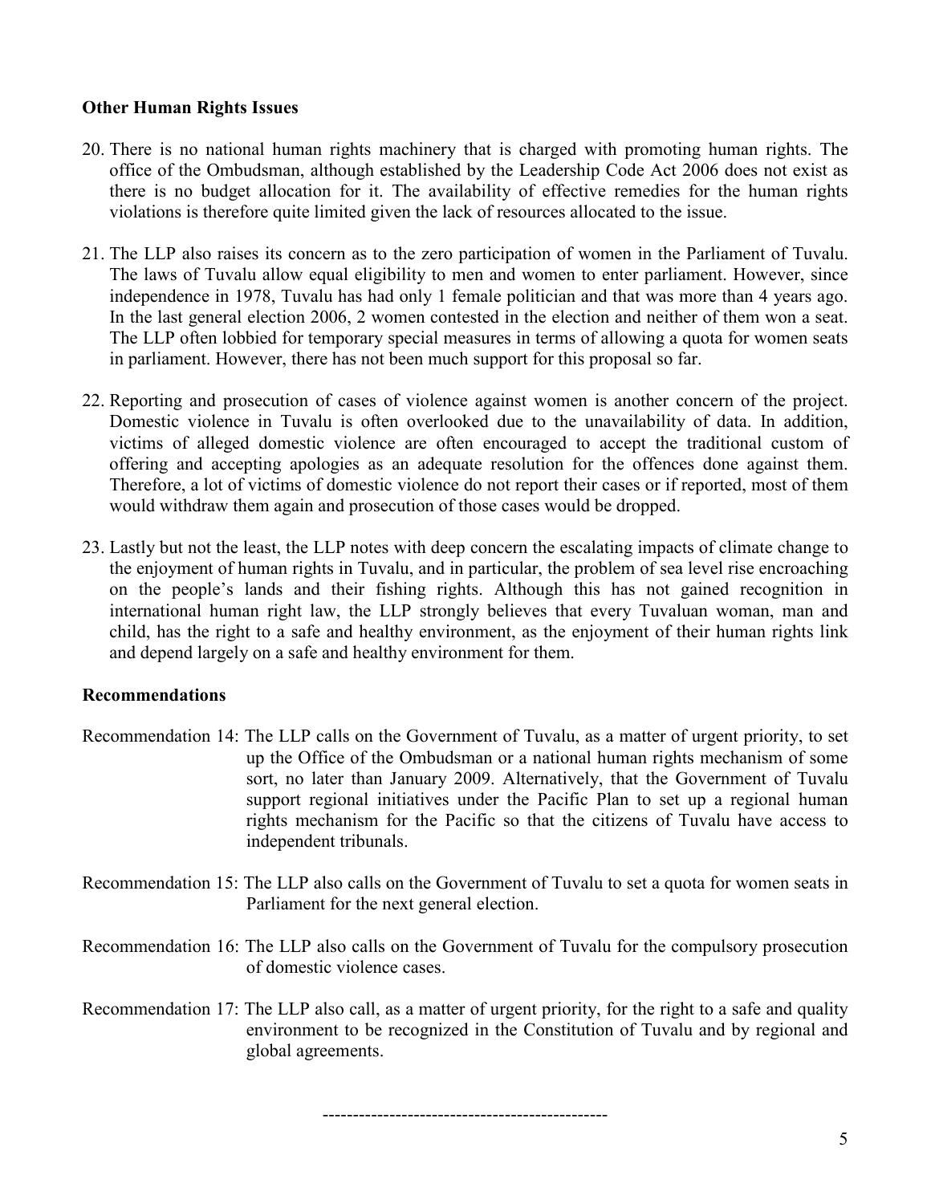**Other Human Rights Issues**

20. There is no national human rights machinery that is charged with promoting human rights. The office of the Ombudsman, although established by the Leadership Code Act 2006 does not exist as there is no budget allocation for it. The availability of effective remedies for the human rights violations is therefore quite limited given the lack of resources allocated to the issue.

21. The LLP also raises its concern as to the zero participation of women in the Parliament of Tuvalu. The laws of Tuvalu allow equal eligibility to men and women to enter parliament. However, since independence in 1978, Tuvalu has had only 1 female politician and that was more than 4 years ago. In the last general election 2006, 2 women contested in the election and neither of them won a seat. The LLP often lobbied for temporary special measures in terms of allowing a quota for women seats in parliament. However, there has not been much support for this proposal so far.

22. Reporting and prosecution of cases of violence against women is another concern of the project. Domestic violence in Tuvalu is often overlooked due to the unavailability of data. In addition, victims of alleged domestic violence are often encouraged to accept the traditional custom of offering and accepting apologies as an adequate resolution for the offences done against them. Therefore, a lot of victims of domestic violence do not report their cases or if reported, most of them would withdraw them again and prosecution of those cases would be dropped.

23. Lastly but not the least, the LLP notes with deep concern the escalating impacts of climate change to the enjoyment of human rights in Tuvalu, and in particular, the problem of sea level rise encroaching on the people's lands and their fishing rights. Although this has not gained recognition in international human right law, the LLP strongly believes that every Tuvaluan woman, man and child, has the right to a safe and healthy environment, as the enjoyment of their human rights link and depend largely on a safe and healthy environment for them.

**Recommendations**

Recommendation 14: The LLP calls on the Government of Tuvalu, as a matter of urgent priority, to set up the Office of the Ombudsman or a national human rights mechanism of some sort, no later than January 2009. Alternatively, that the Government of Tuvalu support regional initiatives under the Pacific Plan to set up a regional human rights mechanism for the Pacific so that the citizens of Tuvalu have access to independent tribunals.

Recommendation 15: The LLP also calls on the Government of Tuvalu to set a quota for women seats in Parliament for the next general election.

Recommendation 16: The LLP also calls on the Government of Tuvalu for the compulsory prosecution of domestic violence cases.

Recommendation 17: The LLP also call, as a matter of urgent priority, for the right to a safe and quality environment to be recognized in the Constitution of Tuvalu and by regional and global agreements.

-----------------------------------------------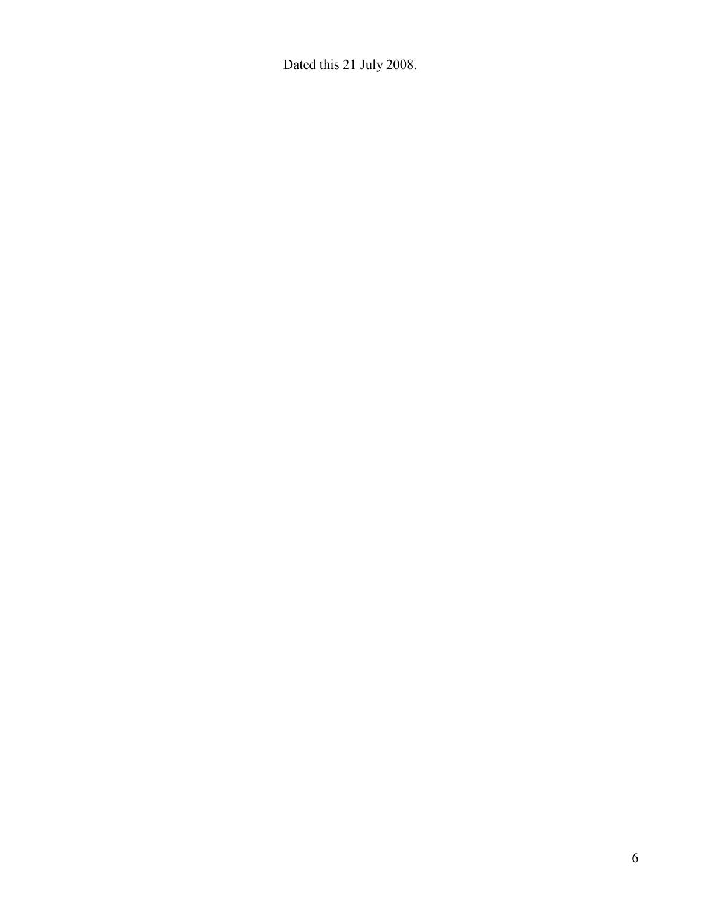Dated this 21 July 2008.